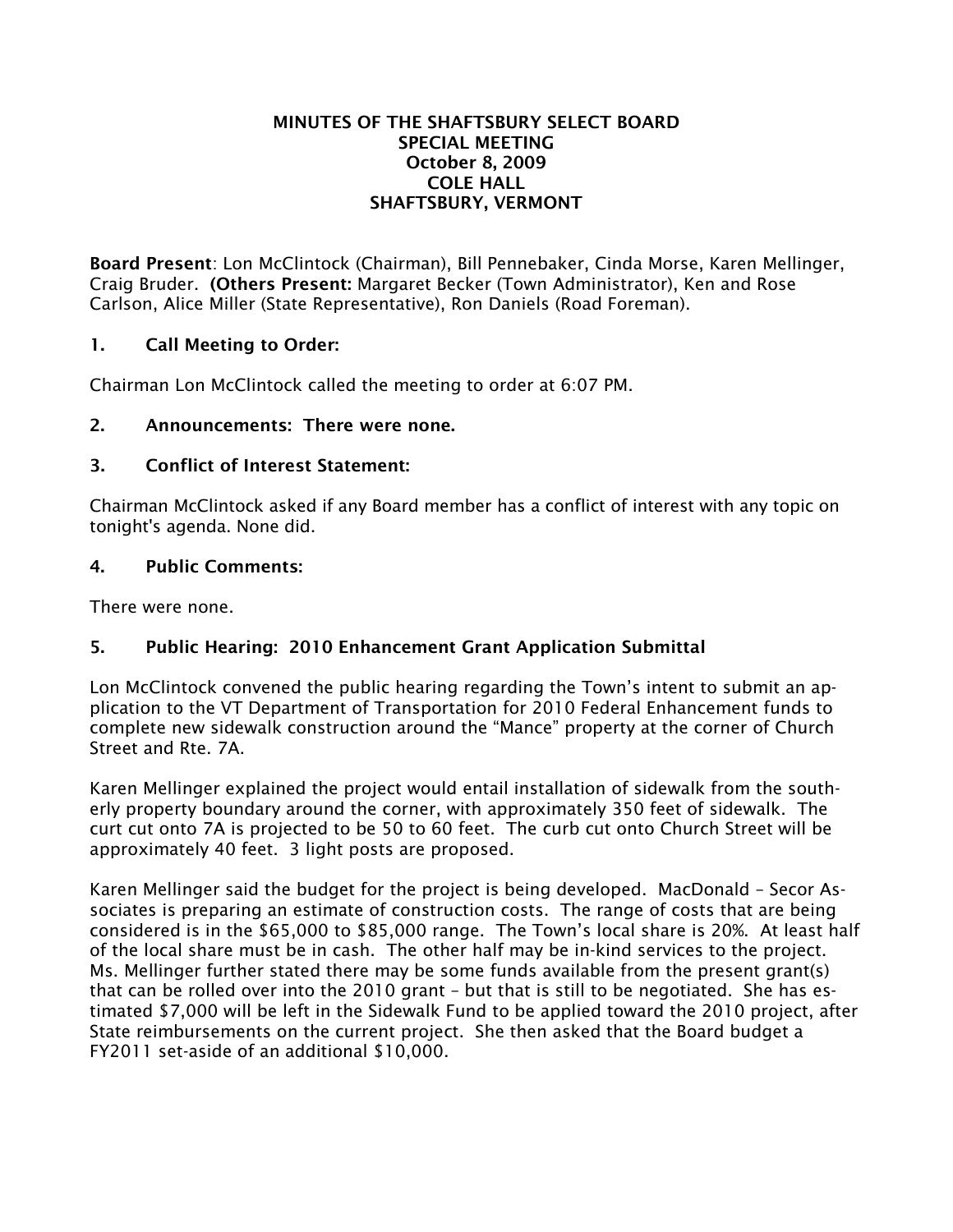# MINUTES OF THE SHAFTSBURY SELECT BOARD
## SPECIAL MEETING
## October 8, 2009
## COLE HALL
## SHAFTSBURY, VERMONT

**Board Present**: Lon McClintock (Chairman), Bill Pennebaker, Cinda Morse, Karen Mellinger, Craig Bruder. **(Others Present:** Margaret Becker (Town Administrator), Ken and Rose Carlson, Alice Miller (State Representative), Ron Daniels (Road Foreman).

### 1. Call Meeting to Order:

Chairman Lon McClintock called the meeting to order at 6:07 PM.

### 2. Announcements: There were none.

### 3. Conflict of Interest Statement:

Chairman McClintock asked if any Board member has a conflict of interest with any topic on tonight's agenda. None did.

### 4. Public Comments:

There were none.

### 5. Public Hearing: 2010 Enhancement Grant Application Submittal

Lon McClintock convened the public hearing regarding the Town's intent to submit an application to the VT Department of Transportation for 2010 Federal Enhancement funds to complete new sidewalk construction around the "Mance" property at the corner of Church Street and Rte. 7A.

Karen Mellinger explained the project would entail installation of sidewalk from the southerly property boundary around the corner, with approximately 350 feet of sidewalk. The curt cut onto 7A is projected to be 50 to 60 feet. The curb cut onto Church Street will be approximately 40 feet. 3 light posts are proposed.

Karen Mellinger said the budget for the project is being developed. MacDonald – Secor Associates is preparing an estimate of construction costs. The range of costs that are being considered is in the $65,000 to $85,000 range. The Town's local share is 20%. At least half of the local share must be in cash. The other half may be in-kind services to the project. Ms. Mellinger further stated there may be some funds available from the present grant(s) that can be rolled over into the 2010 grant – but that is still to be negotiated. She has estimated $7,000 will be left in the Sidewalk Fund to be applied toward the 2010 project, after State reimbursements on the current project. She then asked that the Board budget a FY2011 set-aside of an additional $10,000.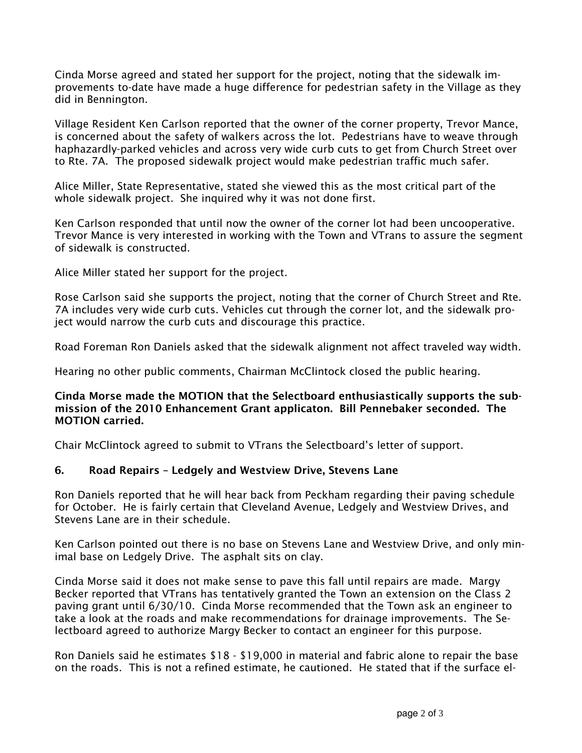Cinda Morse agreed and stated her support for the project, noting that the sidewalk improvements to-date have made a huge difference for pedestrian safety in the Village as they did in Bennington.

Village Resident Ken Carlson reported that the owner of the corner property, Trevor Mance, is concerned about the safety of walkers across the lot. Pedestrians have to weave through haphazardly-parked vehicles and across very wide curb cuts to get from Church Street over to Rte. 7A. The proposed sidewalk project would make pedestrian traffic much safer.

Alice Miller, State Representative, stated she viewed this as the most critical part of the whole sidewalk project. She inquired why it was not done first.

Ken Carlson responded that until now the owner of the corner lot had been uncooperative. Trevor Mance is very interested in working with the Town and VTrans to assure the segment of sidewalk is constructed.

Alice Miller stated her support for the project.

Rose Carlson said she supports the project, noting that the corner of Church Street and Rte. 7A includes very wide curb cuts. Vehicles cut through the corner lot, and the sidewalk project would narrow the curb cuts and discourage this practice.

Road Foreman Ron Daniels asked that the sidewalk alignment not affect traveled way width.

Hearing no other public comments, Chairman McClintock closed the public hearing.

**Cinda Morse made the MOTION that the Selectboard enthusiastically supports the submission of the 2010 Enhancement Grant applicaton. Bill Pennebaker seconded. The MOTION carried.**

Chair McClintock agreed to submit to VTrans the Selectboard's letter of support.

### 6. Road Repairs – Ledgely and Westview Drive, Stevens Lane

Ron Daniels reported that he will hear back from Peckham regarding their paving schedule for October. He is fairly certain that Cleveland Avenue, Ledgely and Westview Drives, and Stevens Lane are in their schedule.

Ken Carlson pointed out there is no base on Stevens Lane and Westview Drive, and only minimal base on Ledgely Drive. The asphalt sits on clay.

Cinda Morse said it does not make sense to pave this fall until repairs are made. Margy Becker reported that VTrans has tentatively granted the Town an extension on the Class 2 paving grant until 6/30/10. Cinda Morse recommended that the Town ask an engineer to take a look at the roads and make recommendations for drainage improvements. The Selectboard agreed to authorize Margy Becker to contact an engineer for this purpose.

Ron Daniels said he estimates $18 - $19,000 in material and fabric alone to repair the base on the roads. This is not a refined estimate, he cautioned. He stated that if the surface el-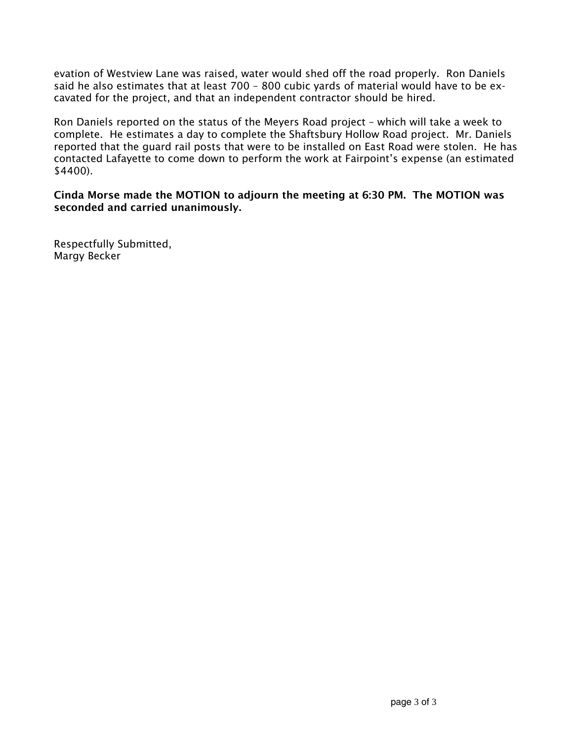evation of Westview Lane was raised, water would shed off the road properly. Ron Daniels said he also estimates that at least 700 – 800 cubic yards of material would have to be excavated for the project, and that an independent contractor should be hired.

Ron Daniels reported on the status of the Meyers Road project – which will take a week to complete. He estimates a day to complete the Shaftsbury Hollow Road project. Mr. Daniels reported that the guard rail posts that were to be installed on East Road were stolen. He has contacted Lafayette to come down to perform the work at Fairpoint's expense (an estimated $4400).

**Cinda Morse made the MOTION to adjourn the meeting at 6:30 PM. The MOTION was seconded and carried unanimously.**

Respectfully Submitted,
Margy Becker